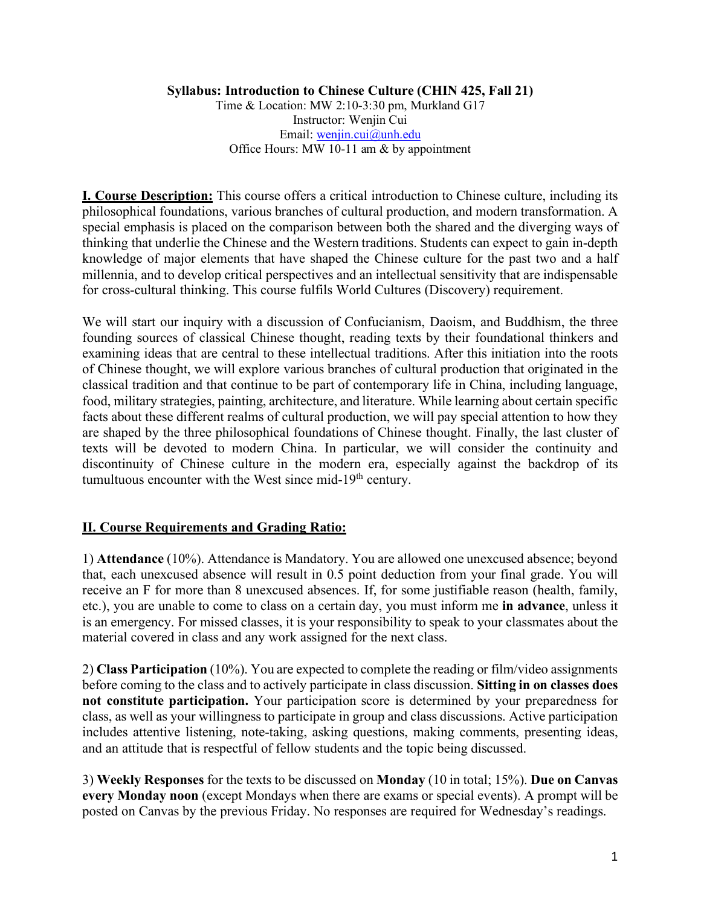# Syllabus: Introduction to Chinese Culture (CHIN 425, Fall 21)

Time & Location: MW 2:10-3:30 pm, Murkland G17
Instructor: Wenjin Cui
Email: wenjin.cui@unh.edu
Office Hours: MW 10-11 am & by appointment

**I. Course Description:** This course offers a critical introduction to Chinese culture, including its philosophical foundations, various branches of cultural production, and modern transformation. A special emphasis is placed on the comparison between both the shared and the diverging ways of thinking that underlie the Chinese and the Western traditions. Students can expect to gain in-depth knowledge of major elements that have shaped the Chinese culture for the past two and a half millennia, and to develop critical perspectives and an intellectual sensitivity that are indispensable for cross-cultural thinking. This course fulfils World Cultures (Discovery) requirement.

We will start our inquiry with a discussion of Confucianism, Daoism, and Buddhism, the three founding sources of classical Chinese thought, reading texts by their foundational thinkers and examining ideas that are central to these intellectual traditions. After this initiation into the roots of Chinese thought, we will explore various branches of cultural production that originated in the classical tradition and that continue to be part of contemporary life in China, including language, food, military strategies, painting, architecture, and literature. While learning about certain specific facts about these different realms of cultural production, we will pay special attention to how they are shaped by the three philosophical foundations of Chinese thought. Finally, the last cluster of texts will be devoted to modern China. In particular, we will consider the continuity and discontinuity of Chinese culture in the modern era, especially against the backdrop of its tumultuous encounter with the West since mid-19th century.

## II. Course Requirements and Grading Ratio:

1) **Attendance** (10%). Attendance is Mandatory. You are allowed one unexcused absence; beyond that, each unexcused absence will result in 0.5 point deduction from your final grade. You will receive an F for more than 8 unexcused absences. If, for some justifiable reason (health, family, etc.), you are unable to come to class on a certain day, you must inform me **in advance**, unless it is an emergency. For missed classes, it is your responsibility to speak to your classmates about the material covered in class and any work assigned for the next class.

2) **Class Participation** (10%). You are expected to complete the reading or film/video assignments before coming to the class and to actively participate in class discussion. **Sitting in on classes does not constitute participation.** Your participation score is determined by your preparedness for class, as well as your willingness to participate in group and class discussions. Active participation includes attentive listening, note-taking, asking questions, making comments, presenting ideas, and an attitude that is respectful of fellow students and the topic being discussed.

3) **Weekly Responses** for the texts to be discussed on **Monday** (10 in total; 15%). **Due on Canvas every Monday noon** (except Mondays when there are exams or special events). A prompt will be posted on Canvas by the previous Friday. No responses are required for Wednesday's readings.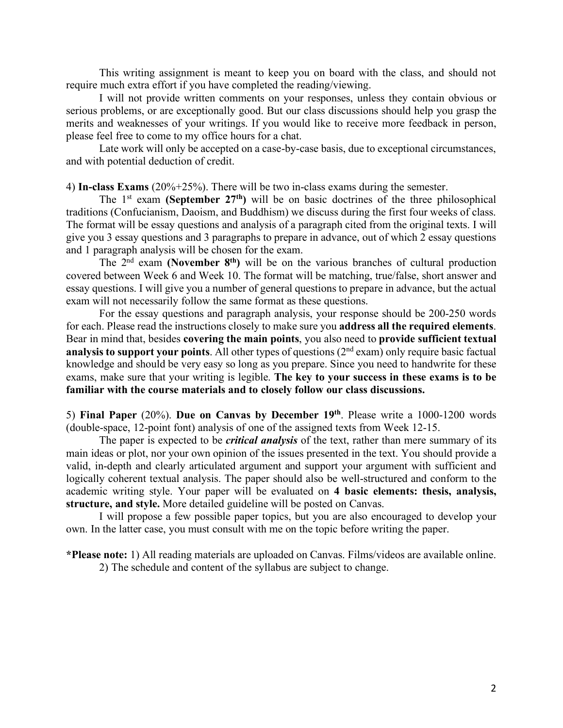This writing assignment is meant to keep you on board with the class, and should not require much extra effort if you have completed the reading/viewing.

I will not provide written comments on your responses, unless they contain obvious or serious problems, or are exceptionally good. But our class discussions should help you grasp the merits and weaknesses of your writings. If you would like to receive more feedback in person, please feel free to come to my office hours for a chat.

Late work will only be accepted on a case-by-case basis, due to exceptional circumstances, and with potential deduction of credit.

4) **In-class Exams** (20%+25%). There will be two in-class exams during the semester.

The 1st exam **(September 27th)** will be on basic doctrines of the three philosophical traditions (Confucianism, Daoism, and Buddhism) we discuss during the first four weeks of class. The format will be essay questions and analysis of a paragraph cited from the original texts. I will give you 3 essay questions and 3 paragraphs to prepare in advance, out of which 2 essay questions and 1 paragraph analysis will be chosen for the exam.

The 2nd exam **(November 8th)** will be on the various branches of cultural production covered between Week 6 and Week 10. The format will be matching, true/false, short answer and essay questions. I will give you a number of general questions to prepare in advance, but the actual exam will not necessarily follow the same format as these questions.

For the essay questions and paragraph analysis, your response should be 200-250 words for each. Please read the instructions closely to make sure you **address all the required elements**. Bear in mind that, besides **covering the main points**, you also need to **provide sufficient textual analysis to support your points**. All other types of questions (2nd exam) only require basic factual knowledge and should be very easy so long as you prepare. Since you need to handwrite for these exams, make sure that your writing is legible. **The key to your success in these exams is to be familiar with the course materials and to closely follow our class discussions.**

5) **Final Paper** (20%). **Due on Canvas by December 19th**. Please write a 1000-1200 words (double-space, 12-point font) analysis of one of the assigned texts from Week 12-15.

The paper is expected to be ***critical analysis*** of the text, rather than mere summary of its main ideas or plot, nor your own opinion of the issues presented in the text. You should provide a valid, in-depth and clearly articulated argument and support your argument with sufficient and logically coherent textual analysis. The paper should also be well-structured and conform to the academic writing style. Your paper will be evaluated on **4 basic elements: thesis, analysis, structure, and style.** More detailed guideline will be posted on Canvas.

I will propose a few possible paper topics, but you are also encouraged to develop your own. In the latter case, you must consult with me on the topic before writing the paper.

***Please note:** 1) All reading materials are uploaded on Canvas. Films/videos are available online.
2) The schedule and content of the syllabus are subject to change.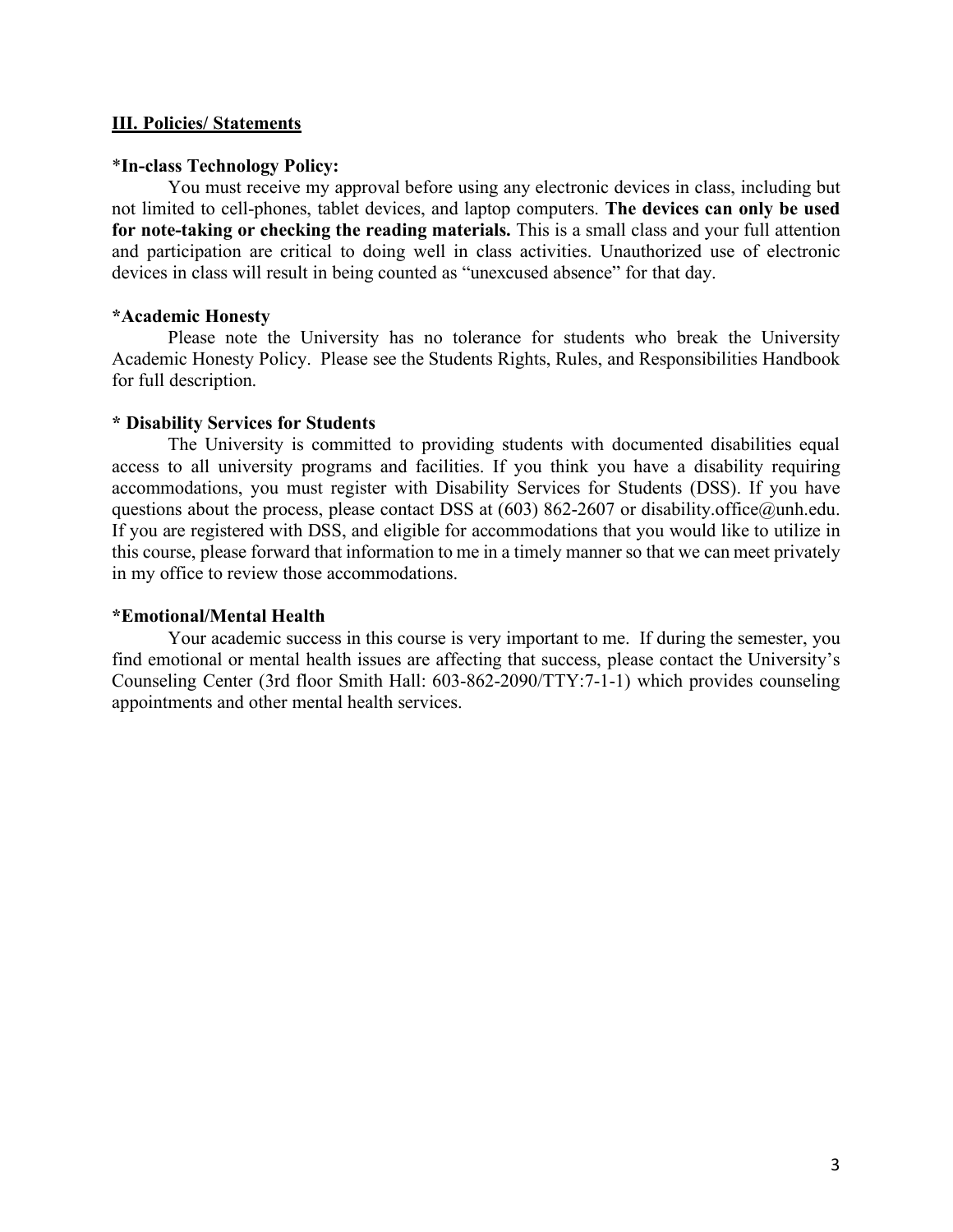## III. Policies/ Statements

***In-class Technology Policy:**

You must receive my approval before using any electronic devices in class, including but not limited to cell-phones, tablet devices, and laptop computers. **The devices can only be used for note-taking or checking the reading materials.** This is a small class and your full attention and participation are critical to doing well in class activities. Unauthorized use of electronic devices in class will result in being counted as "unexcused absence" for that day.

***Academic Honesty**

Please note the University has no tolerance for students who break the University Academic Honesty Policy. Please see the Students Rights, Rules, and Responsibilities Handbook for full description.

**\* Disability Services for Students**

The University is committed to providing students with documented disabilities equal access to all university programs and facilities. If you think you have a disability requiring accommodations, you must register with Disability Services for Students (DSS). If you have questions about the process, please contact DSS at (603) 862-2607 or disability.office@unh.edu. If you are registered with DSS, and eligible for accommodations that you would like to utilize in this course, please forward that information to me in a timely manner so that we can meet privately in my office to review those accommodations.

***Emotional/Mental Health**

Your academic success in this course is very important to me. If during the semester, you find emotional or mental health issues are affecting that success, please contact the University's Counseling Center (3rd floor Smith Hall: 603-862-2090/TTY:7-1-1) which provides counseling appointments and other mental health services.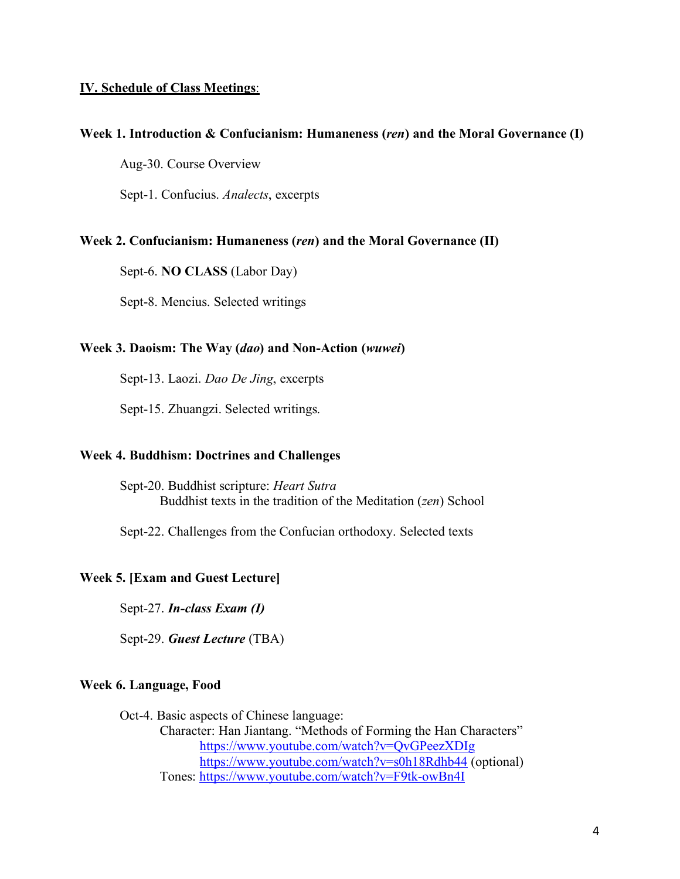## IV. Schedule of Class Meetings:

### Week 1. Introduction & Confucianism: Humaneness (*ren*) and the Moral Governance (I)

Aug-30. Course Overview

Sept-1. Confucius. *Analects*, excerpts

### Week 2. Confucianism: Humaneness (*ren*) and the Moral Governance (II)

Sept-6. **NO CLASS** (Labor Day)

Sept-8. Mencius. Selected writings

### Week 3. Daoism: The Way (*dao*) and Non-Action (*wuwei*)

Sept-13. Laozi. *Dao De Jing*, excerpts

Sept-15. Zhuangzi. Selected writings.

### Week 4. Buddhism: Doctrines and Challenges

Sept-20. Buddhist scripture: *Heart Sutra*
Buddhist texts in the tradition of the Meditation (*zen*) School

Sept-22. Challenges from the Confucian orthodoxy. Selected texts

### Week 5. [Exam and Guest Lecture]

Sept-27. ***In-class Exam (I)***

Sept-29. ***Guest Lecture*** (TBA)

### Week 6. Language, Food

Oct-4. Basic aspects of Chinese language:
Character: Han Jiantang. "Methods of Forming the Han Characters"
https://www.youtube.com/watch?v=QvGPeezXDIg
https://www.youtube.com/watch?v=s0h18Rdhb44 (optional)
Tones: https://www.youtube.com/watch?v=F9tk-owBn4I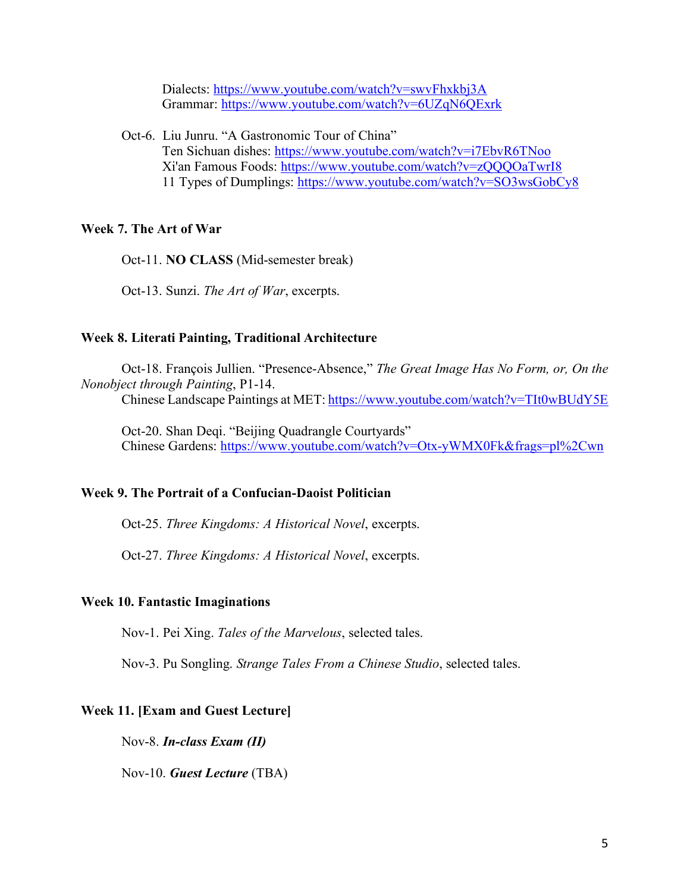Dialects: https://www.youtube.com/watch?v=swvFhxkbj3A
Grammar: https://www.youtube.com/watch?v=6UZqN6QExrk

Oct-6. Liu Junru. "A Gastronomic Tour of China"
Ten Sichuan dishes: https://www.youtube.com/watch?v=i7EbvR6TNoo
Xi'an Famous Foods: https://www.youtube.com/watch?v=zQQQOaTwrI8
11 Types of Dumplings: https://www.youtube.com/watch?v=SO3wsGobCy8

### Week 7. The Art of War

Oct-11. **NO CLASS** (Mid-semester break)

Oct-13. Sunzi. *The Art of War*, excerpts.

### Week 8. Literati Painting, Traditional Architecture

Oct-18. François Jullien. "Presence-Absence," *The Great Image Has No Form, or, On the Nonobject through Painting*, P1-14.
Chinese Landscape Paintings at MET: https://www.youtube.com/watch?v=TIt0wBUdY5E

Oct-20. Shan Deqi. "Beijing Quadrangle Courtyards"
Chinese Gardens: https://www.youtube.com/watch?v=Otx-yWMX0Fk&frags=pl%2Cwn

### Week 9. The Portrait of a Confucian-Daoist Politician

Oct-25. *Three Kingdoms: A Historical Novel*, excerpts.

Oct-27. *Three Kingdoms: A Historical Novel*, excerpts.

### Week 10. Fantastic Imaginations

Nov-1. Pei Xing. *Tales of the Marvelous*, selected tales.

Nov-3. Pu Songling. *Strange Tales From a Chinese Studio*, selected tales.

### Week 11. [Exam and Guest Lecture]

Nov-8. ***In-class Exam (II)***

Nov-10. ***Guest Lecture*** (TBA)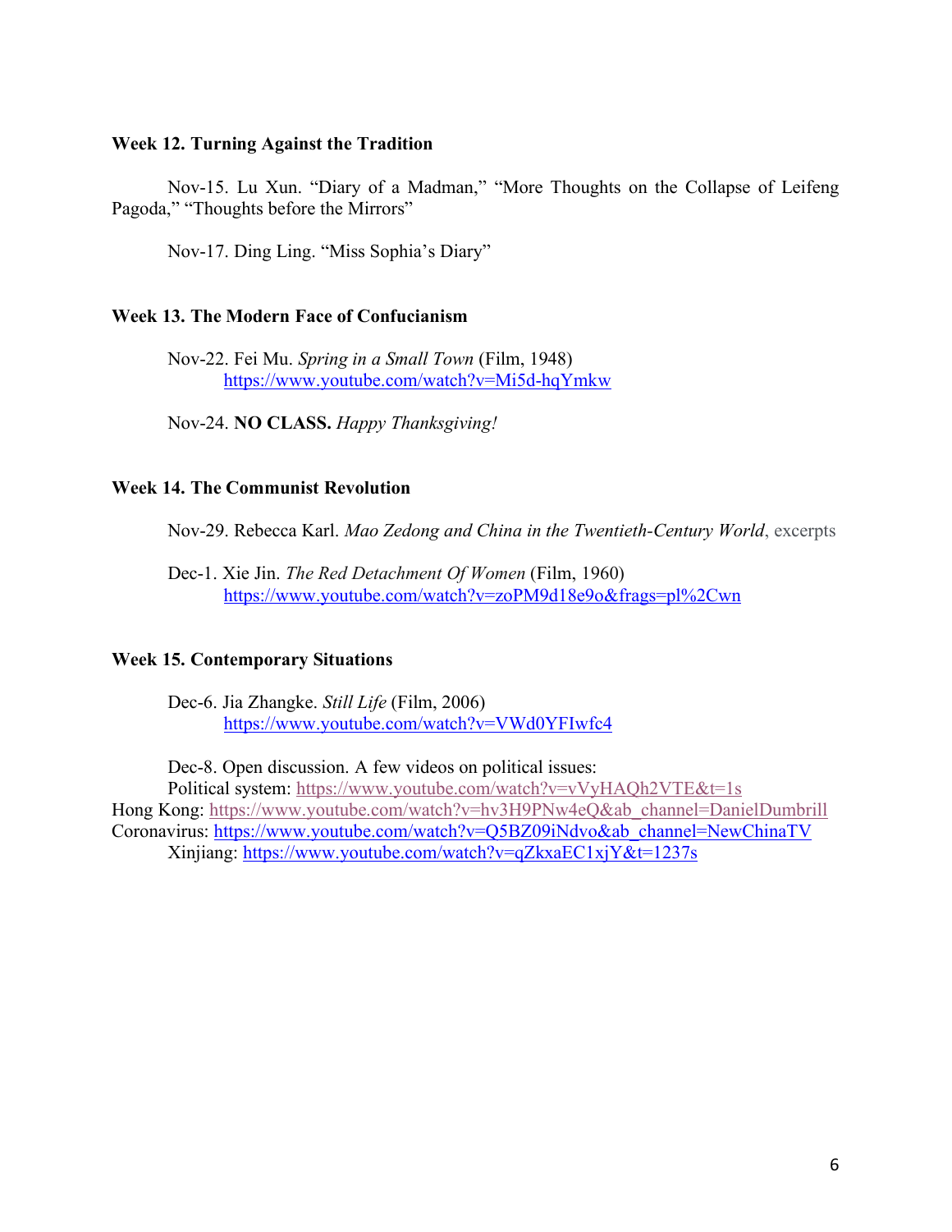**Week 12. Turning Against the Tradition**

Nov-15. Lu Xun. "Diary of a Madman," "More Thoughts on the Collapse of Leifeng Pagoda," "Thoughts before the Mirrors"

Nov-17. Ding Ling. "Miss Sophia's Diary"

**Week 13. The Modern Face of Confucianism**

Nov-22. Fei Mu. *Spring in a Small Town* (Film, 1948)
https://www.youtube.com/watch?v=Mi5d-hqYmkw

Nov-24. **NO CLASS.** *Happy Thanksgiving!*

**Week 14. The Communist Revolution**

Nov-29. Rebecca Karl. *Mao Zedong and China in the Twentieth-Century World*, excerpts

Dec-1. Xie Jin. *The Red Detachment Of Women* (Film, 1960)
https://www.youtube.com/watch?v=zoPM9d18e9o&frags=pl%2Cwn

**Week 15. Contemporary Situations**

Dec-6. Jia Zhangke. *Still Life* (Film, 2006)
https://www.youtube.com/watch?v=VWd0YFIwfc4

Dec-8. Open discussion. A few videos on political issues:
Political system: https://www.youtube.com/watch?v=vVyHAQh2VTE&t=1s
Hong Kong: https://www.youtube.com/watch?v=hv3H9PNw4eQ&ab_channel=DanielDumbrill
Coronavirus: https://www.youtube.com/watch?v=Q5BZ09iNdvo&ab_channel=NewChinaTV
Xinjiang: https://www.youtube.com/watch?v=qZkxaEC1xjY&t=1237s